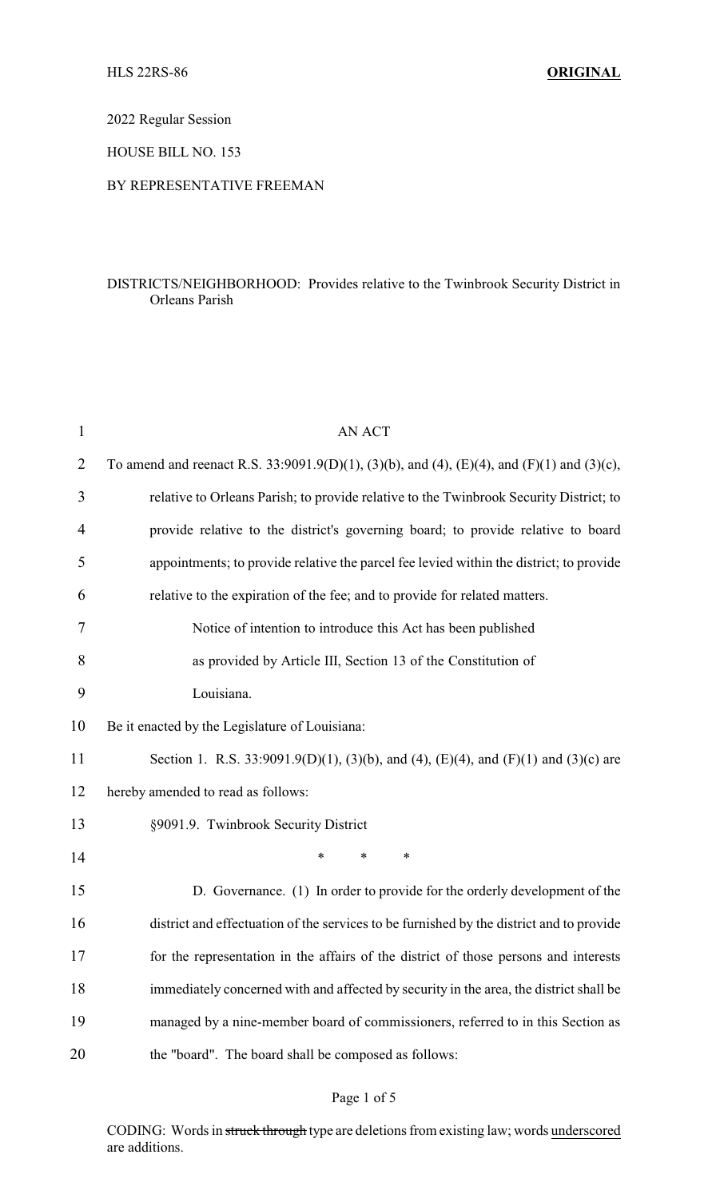HLS 22RS-86 **ORIGINAL**

2022 Regular Session

HOUSE BILL NO. 153

BY REPRESENTATIVE FREEMAN

DISTRICTS/NEIGHBORHOOD: Provides relative to the Twinbrook Security District in Orleans Parish

AN ACT

To amend and reenact R.S. 33:9091.9(D)(1), (3)(b), and (4), (E)(4), and (F)(1) and (3)(c), relative to Orleans Parish; to provide relative to the Twinbrook Security District; to provide relative to the district's governing board; to provide relative to board appointments; to provide relative the parcel fee levied within the district; to provide relative to the expiration of the fee; and to provide for related matters.

Notice of intention to introduce this Act has been published as provided by Article III, Section 13 of the Constitution of Louisiana.

Be it enacted by the Legislature of Louisiana:

Section 1. R.S. 33:9091.9(D)(1), (3)(b), and (4), (E)(4), and (F)(1) and (3)(c) are hereby amended to read as follows:

§9091.9. Twinbrook Security District

\* \* \*

D. Governance. (1) In order to provide for the orderly development of the district and effectuation of the services to be furnished by the district and to provide for the representation in the affairs of the district of those persons and interests immediately concerned with and affected by security in the area, the district shall be managed by a nine-member board of commissioners, referred to in this Section as the "board". The board shall be composed as follows:

CODING: Words in ~~struck through~~ type are deletions from existing law; words underscored are additions.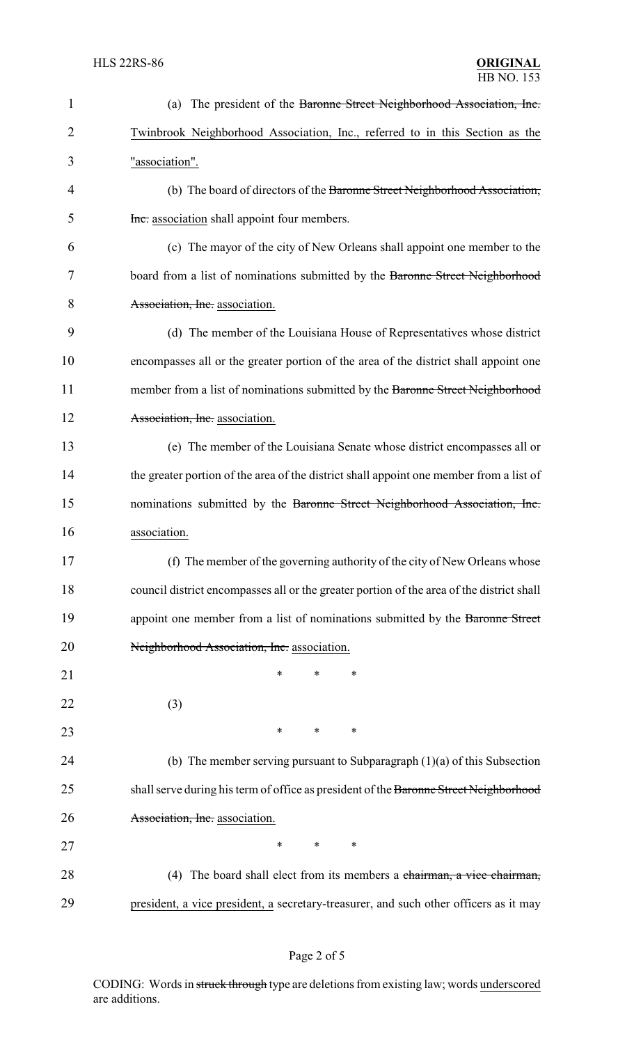(a) The president of the ~~Baronne Street Neighborhood Association, Inc.~~ Twinbrook Neighborhood Association, Inc., referred to in this Section as the "association".

(b) The board of directors of the ~~Baronne Street Neighborhood Association, Inc.~~ association shall appoint four members.

(c) The mayor of the city of New Orleans shall appoint one member to the board from a list of nominations submitted by the ~~Baronne Street Neighborhood Association, Inc.~~ association.

(d) The member of the Louisiana House of Representatives whose district encompasses all or the greater portion of the area of the district shall appoint one member from a list of nominations submitted by the ~~Baronne Street Neighborhood Association, Inc.~~ association.

(e) The member of the Louisiana Senate whose district encompasses all or the greater portion of the area of the district shall appoint one member from a list of nominations submitted by the ~~Baronne Street Neighborhood Association, Inc.~~ association.

(f) The member of the governing authority of the city of New Orleans whose council district encompasses all or the greater portion of the area of the district shall appoint one member from a list of nominations submitted by the ~~Baronne Street Neighborhood Association, Inc.~~ association.

\* \* \*

(3)

\* \* \*

(b) The member serving pursuant to Subparagraph (1)(a) of this Subsection shall serve during his term of office as president of the ~~Baronne Street Neighborhood Association, Inc.~~ association.

\* \* \*

(4) The board shall elect from its members a ~~chairman, a vice chairman,~~ president, a vice president, a secretary-treasurer, and such other officers as it may

CODING: Words in ~~struck through~~ type are deletions from existing law; words underscored are additions.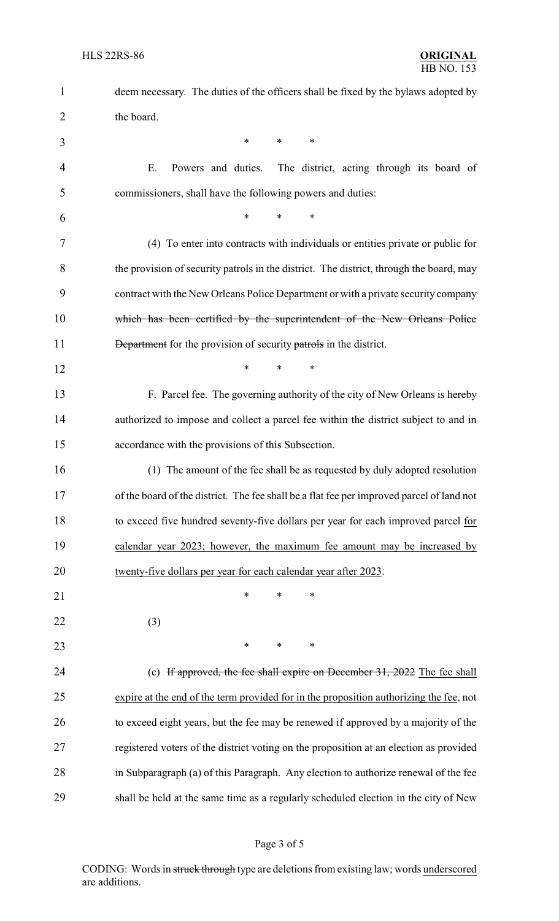deem necessary. The duties of the officers shall be fixed by the bylaws adopted by the board.

\* \* \*

E. Powers and duties. The district, acting through its board of commissioners, shall have the following powers and duties:

\* \* \*

(4) To enter into contracts with individuals or entities private or public for the provision of security patrols in the district. The district, through the board, may contract with the New Orleans Police Department or with a private security company ~~which has been certified by the superintendent of the New Orleans Police Department~~ for the provision of security ~~patrols~~ in the district.

\* \* \*

F. Parcel fee. The governing authority of the city of New Orleans is hereby authorized to impose and collect a parcel fee within the district subject to and in accordance with the provisions of this Subsection.

(1) The amount of the fee shall be as requested by duly adopted resolution of the board of the district. The fee shall be a flat fee per improved parcel of land not to exceed five hundred seventy-five dollars per year for each improved parcel <u>for calendar year 2023; however, the maximum fee amount may be increased by twenty-five dollars per year for each calendar year after 2023</u>.

\* \* \*

(3)

\* \* \*

(c) ~~If approved, the fee shall expire on December 31, 2022~~ <u>The fee shall expire at the end of the term provided for in the proposition authorizing the fee</u>, not to exceed eight years, but the fee may be renewed if approved by a majority of the registered voters of the district voting on the proposition at an election as provided in Subparagraph (a) of this Paragraph. Any election to authorize renewal of the fee shall be held at the same time as a regularly scheduled election in the city of New

CODING: Words in ~~struck through~~ type are deletions from existing law; words <u>underscored</u> are additions.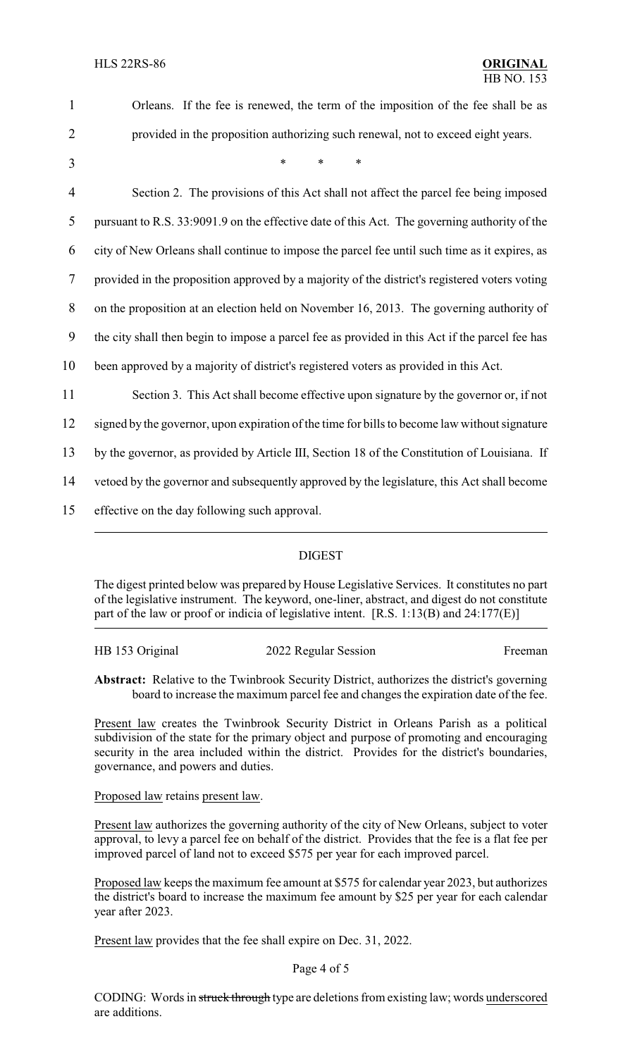Orleans. If the fee is renewed, the term of the imposition of the fee shall be as provided in the proposition authorizing such renewal, not to exceed eight years.

\* \* \*

Section 2. The provisions of this Act shall not affect the parcel fee being imposed pursuant to R.S. 33:9091.9 on the effective date of this Act. The governing authority of the city of New Orleans shall continue to impose the parcel fee until such time as it expires, as provided in the proposition approved by a majority of the district's registered voters voting on the proposition at an election held on November 16, 2013. The governing authority of the city shall then begin to impose a parcel fee as provided in this Act if the parcel fee has been approved by a majority of district's registered voters as provided in this Act.

Section 3. This Act shall become effective upon signature by the governor or, if not signed by the governor, upon expiration of the time for bills to become law without signature by the governor, as provided by Article III, Section 18 of the Constitution of Louisiana. If vetoed by the governor and subsequently approved by the legislature, this Act shall become effective on the day following such approval.

---

## DIGEST

The digest printed below was prepared by House Legislative Services. It constitutes no part of the legislative instrument. The keyword, one-liner, abstract, and digest do not constitute part of the law or proof or indicia of legislative intent. [R.S. 1:13(B) and 24:177(E)]

HB 153 Original — 2022 Regular Session — Freeman

**Abstract:** Relative to the Twinbrook Security District, authorizes the district's governing board to increase the maximum parcel fee and changes the expiration date of the fee.

Present law creates the Twinbrook Security District in Orleans Parish as a political subdivision of the state for the primary object and purpose of promoting and encouraging security in the area included within the district. Provides for the district's boundaries, governance, and powers and duties.

Proposed law retains present law.

Present law authorizes the governing authority of the city of New Orleans, subject to voter approval, to levy a parcel fee on behalf of the district. Provides that the fee is a flat fee per improved parcel of land not to exceed $575 per year for each improved parcel.

Proposed law keeps the maximum fee amount at $575 for calendar year 2023, but authorizes the district's board to increase the maximum fee amount by $25 per year for each calendar year after 2023.

Present law provides that the fee shall expire on Dec. 31, 2022.

CODING: Words in ~~struck through~~ type are deletions from existing law; words underscored are additions.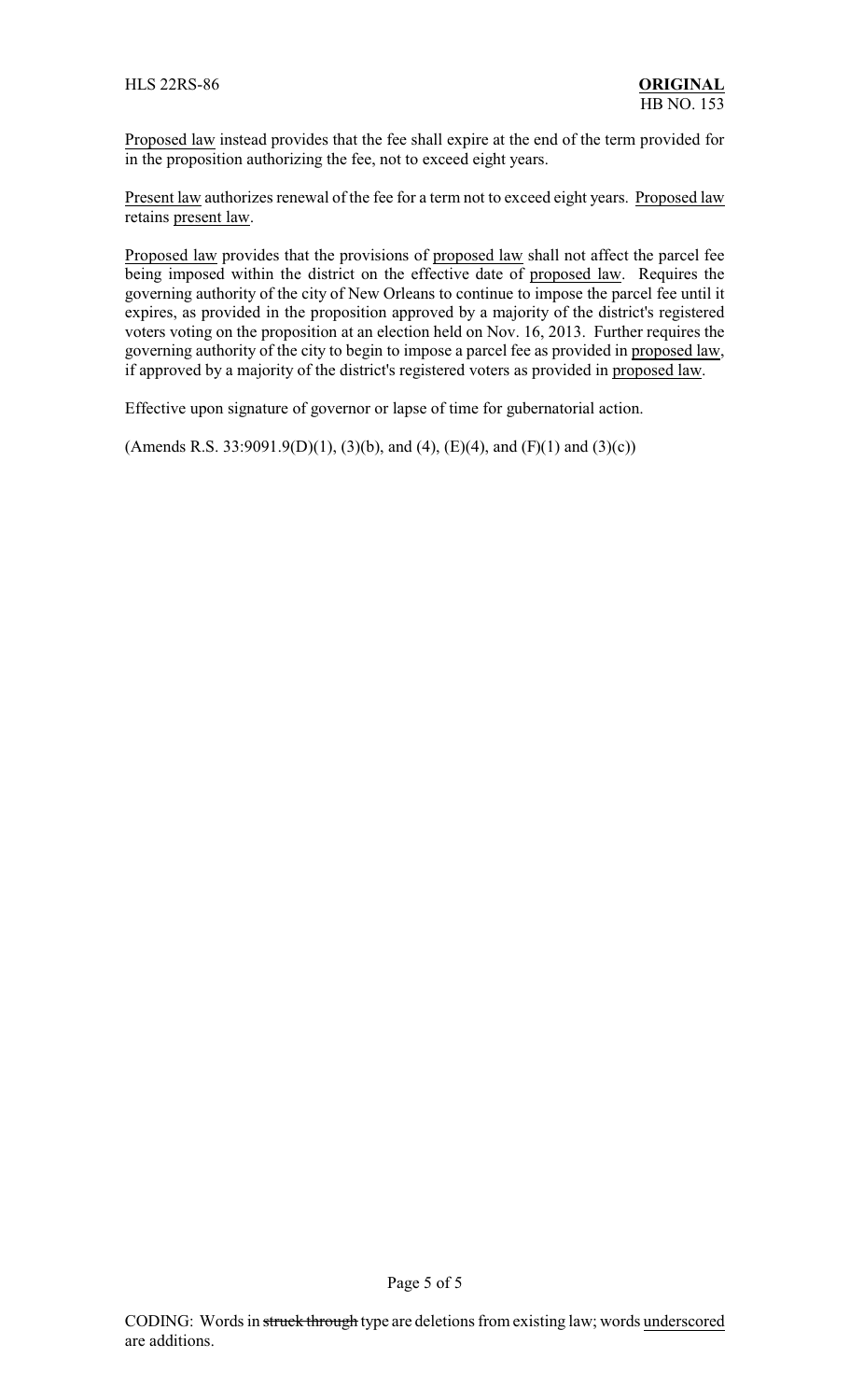Proposed law instead provides that the fee shall expire at the end of the term provided for in the proposition authorizing the fee, not to exceed eight years.

Present law authorizes renewal of the fee for a term not to exceed eight years. Proposed law retains present law.

Proposed law provides that the provisions of proposed law shall not affect the parcel fee being imposed within the district on the effective date of proposed law. Requires the governing authority of the city of New Orleans to continue to impose the parcel fee until it expires, as provided in the proposition approved by a majority of the district's registered voters voting on the proposition at an election held on Nov. 16, 2013. Further requires the governing authority of the city to begin to impose a parcel fee as provided in proposed law, if approved by a majority of the district's registered voters as provided in proposed law.

Effective upon signature of governor or lapse of time for gubernatorial action.

(Amends R.S. 33:9091.9(D)(1), (3)(b), and (4), (E)(4), and (F)(1) and (3)(c))

CODING: Words in struck through type are deletions from existing law; words underscored are additions.